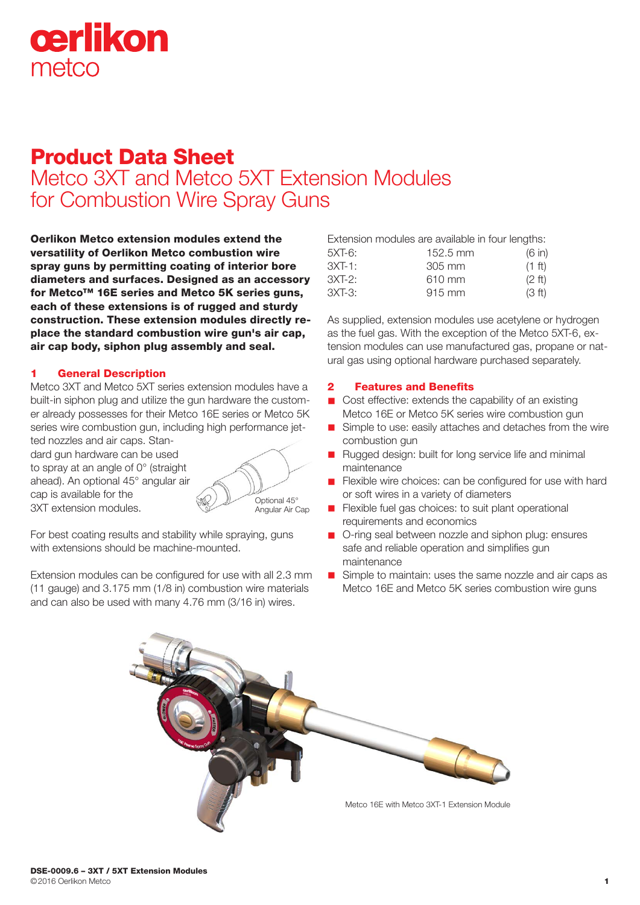# Product Data Sheet

## Metco 3XT and Metco 5XT Extension Modules for Combustion Wire Spray Guns

**Oerlikon Metco extension modules extend the versatility of Oerlikon Metco combustion wire spray guns by permitting coating of interior bore diameters and surfaces. Designed as an accessory for Metco™ 16E series and Metco 5K series guns, each of these extensions is of rugged and sturdy construction. These extension modules directly replace the standard combustion wire gun's air cap, air cap body, siphon plug assembly and seal.**

### 1 General Description

Metco 3XT and Metco 5XT series extension modules have a built-in siphon plug and utilize the gun hardware the customer already possesses for their Metco 16E series or Metco 5K series wire combustion gun, including high performance jetted nozzles and air caps. Standard gun hardware can be used to spray at an angle of 0° (straight ahead). An optional 45° angular air cap is available for the 3XT extension modules.

Optional 45° Angular Air Cap

For best coating results and stability while spraying, guns with extensions should be machine-mounted.

Extension modules can be configured for use with all 2.3 mm (11 gauge) and 3.175 mm (1/8 in) combustion wire materials and can also be used with many 4.76 mm (3/16 in) wires.

Extension modules are available in four lengths:

| | | |
|---|---|---|
| 5XT-6: | 152.5 mm | (6 in) |
| 3XT-1: | 305 mm | (1 ft) |
| 3XT-2: | 610 mm | (2 ft) |
| 3XT-3: | 915 mm | (3 ft) |

As supplied, extension modules use acetylene or hydrogen as the fuel gas. With the exception of the Metco 5XT-6, extension modules can use manufactured gas, propane or natural gas using optional hardware purchased separately.

### 2 Features and Benefits

- Cost effective: extends the capability of an existing Metco 16E or Metco 5K series wire combustion gun
- Simple to use: easily attaches and detaches from the wire combustion gun
- Rugged design: built for long service life and minimal maintenance
- Flexible wire choices: can be configured for use with hard or soft wires in a variety of diameters
- Flexible fuel gas choices: to suit plant operational requirements and economics
- O-ring seal between nozzle and siphon plug: ensures safe and reliable operation and simplifies gun maintenance
- Simple to maintain: uses the same nozzle and air caps as Metco 16E and Metco 5K series combustion wire guns

Metco 16E with Metco 3XT-1 Extension Module

**DSE-0009.6 – 3XT / 5XT Extension Modules**
©2016 Oerlikon Metco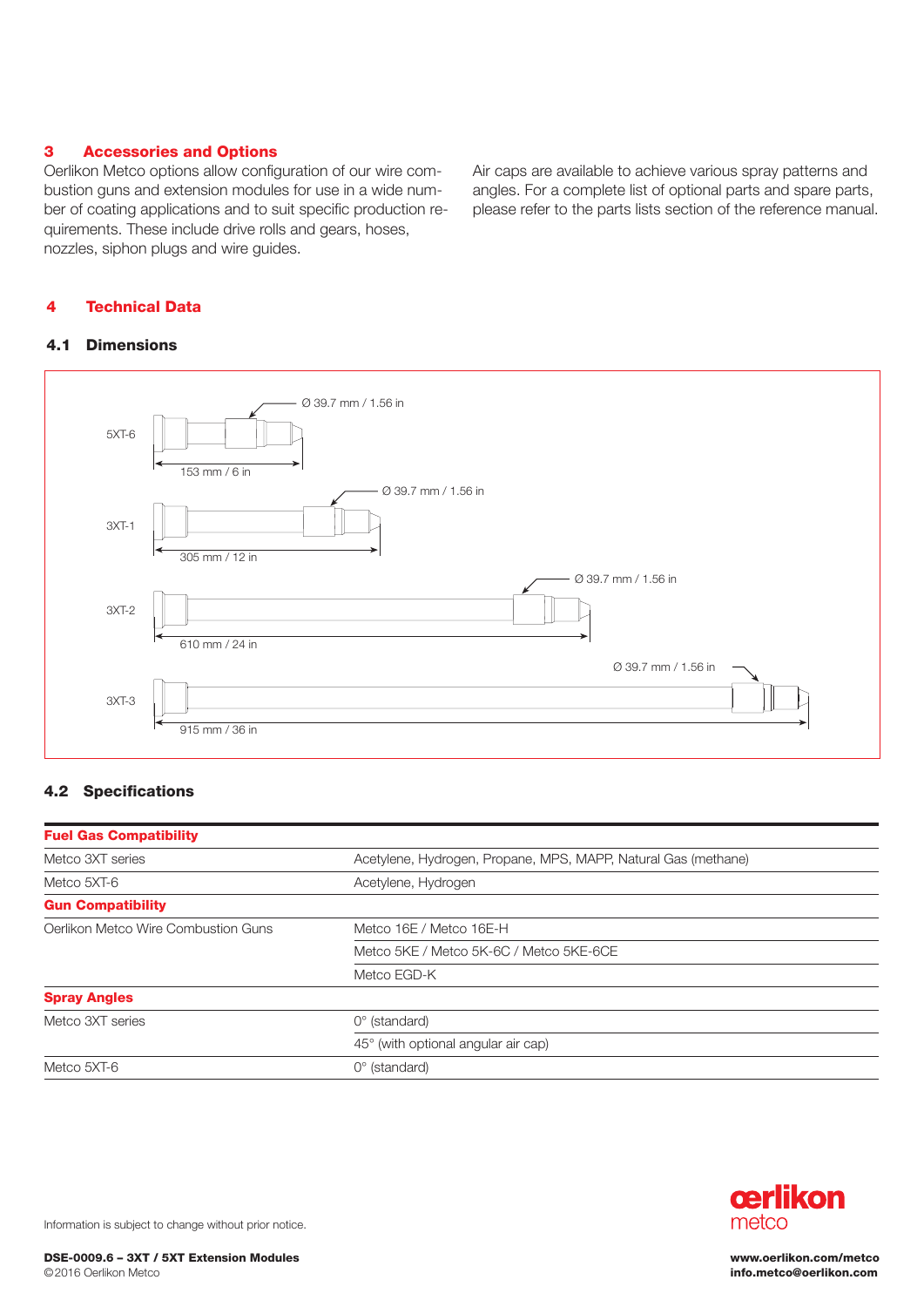## 3 Accessories and Options

Oerlikon Metco options allow configuration of our wire combustion guns and extension modules for use in a wide number of coating applications and to suit specific production requirements. These include drive rolls and gears, hoses, nozzles, siphon plugs and wire guides.

Air caps are available to achieve various spray patterns and angles. For a complete list of optional parts and spare parts, please refer to the parts lists section of the reference manual.

## 4 Technical Data

### 4.1 Dimensions

5XT-6
Ø 39.7 mm / 1.56 in
153 mm / 6 in

3XT-1
Ø 39.7 mm / 1.56 in
305 mm / 12 in

3XT-2
Ø 39.7 mm / 1.56 in
610 mm / 24 in

3XT-3
Ø 39.7 mm / 1.56 in
915 mm / 36 in

### 4.2 Specifications

| | |
|---|---|
| **Fuel Gas Compatibility** | |
| Metco 3XT series | Acetylene, Hydrogen, Propane, MPS, MAPP, Natural Gas (methane) |
| Metco 5XT-6 | Acetylene, Hydrogen |
| **Gun Compatibility** | |
| Oerlikon Metco Wire Combustion Guns | Metco 16E / Metco 16E-H |
| | Metco 5KE / Metco 5K-6C / Metco 5KE-6CE |
| | Metco EGD-K |
| **Spray Angles** | |
| Metco 3XT series | 0° (standard) |
| | 45° (with optional angular air cap) |
| Metco 5XT-6 | 0° (standard) |

Information is subject to change without prior notice.

**DSE-0009.6 – 3XT / 5XT Extension Modules**
©2016 Oerlikon Metco

**www.oerlikon.com/metco**
**info.metco@oerlikon.com**